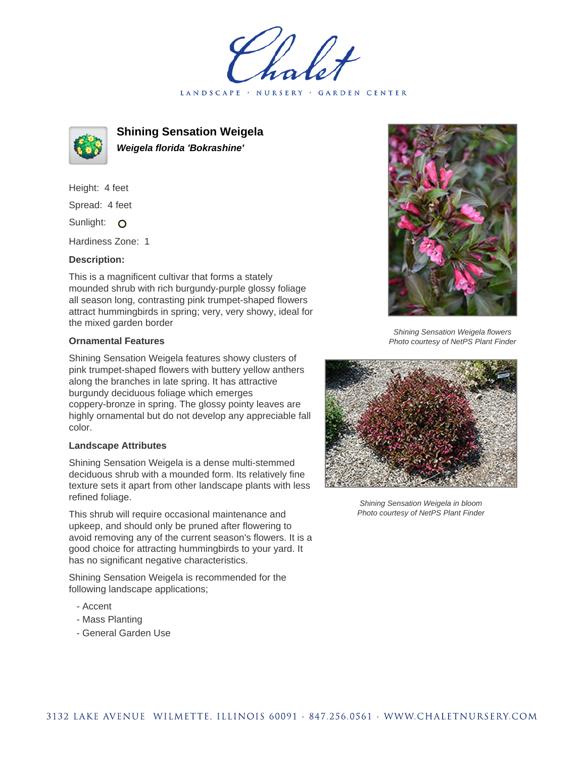# Shining Sensation Weigela

***Weigela florida 'Bokrashine'***

Height: 4 feet

Spread: 4 feet

Sunlight: O

Hardiness Zone: 1

### Description:

This is a magnificent cultivar that forms a stately mounded shrub with rich burgundy-purple glossy foliage all season long, contrasting pink trumpet-shaped flowers attract hummingbirds in spring; very, very showy, ideal for the mixed garden border

### Ornamental Features

Shining Sensation Weigela features showy clusters of pink trumpet-shaped flowers with buttery yellow anthers along the branches in late spring. It has attractive burgundy deciduous foliage which emerges coppery-bronze in spring. The glossy pointy leaves are highly ornamental but do not develop any appreciable fall color.

### Landscape Attributes

Shining Sensation Weigela is a dense multi-stemmed deciduous shrub with a mounded form. Its relatively fine texture sets it apart from other landscape plants with less refined foliage.

This shrub will require occasional maintenance and upkeep, and should only be pruned after flowering to avoid removing any of the current season's flowers. It is a good choice for attracting hummingbirds to your yard. It has no significant negative characteristics.

Shining Sensation Weigela is recommended for the following landscape applications;

- Accent
- Mass Planting
- General Garden Use

*Shining Sensation Weigela flowers*
*Photo courtesy of NetPS Plant Finder*

*Shining Sensation Weigela in bloom*
*Photo courtesy of NetPS Plant Finder*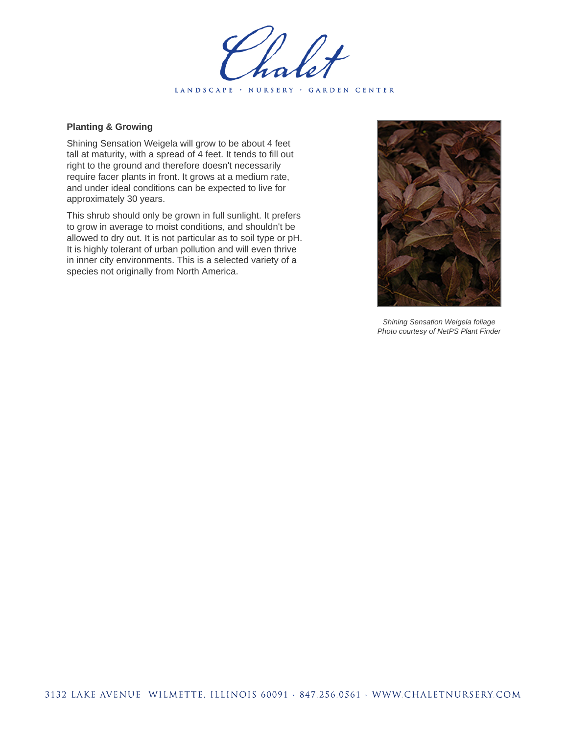### Planting & Growing

Shining Sensation Weigela will grow to be about 4 feet tall at maturity, with a spread of 4 feet. It tends to fill out right to the ground and therefore doesn't necessarily require facer plants in front. It grows at a medium rate, and under ideal conditions can be expected to live for approximately 30 years.

This shrub should only be grown in full sunlight. It prefers to grow in average to moist conditions, and shouldn't be allowed to dry out. It is not particular as to soil type or pH. It is highly tolerant of urban pollution and will even thrive in inner city environments. This is a selected variety of a species not originally from North America.

*Shining Sensation Weigela foliage*
*Photo courtesy of NetPS Plant Finder*